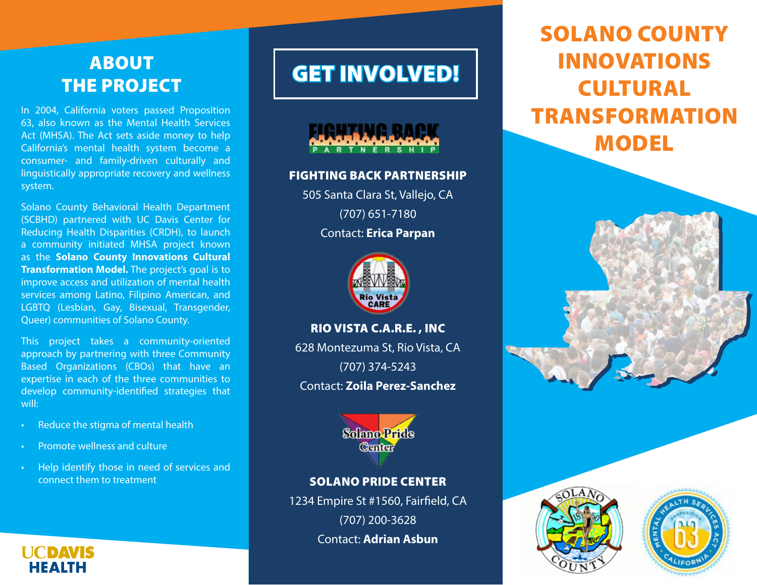# SOLANO COUNTY INNOVATIONS CULTURAL TRANSFORMATION MODEL

## ABOUT THE PROJECT

In 2004, California voters passed Proposition 63, also known as the Mental Health Services Act (MHSA). The Act sets aside money to help California's mental health system become a consumer- and family-driven culturally and linguistically appropriate recovery and wellness system.

Solano County Behavioral Health Department (SCBHD) partnered with UC Davis Center for Reducing Health Disparities (CRDH), to launch a community initiated MHSA project known as the **Solano County Innovations Cultural Transformation Model.** The project's goal is to improve access and utilization of mental health services among Latino, Filipino American, and LGBTQ (Lesbian, Gay, Bisexual, Transgender, Queer) communities of Solano County.

This project takes a community-oriented approach by partnering with three Community Based Organizations (CBOs) that have an expertise in each of the three communities to develop community-identified strategies that will:

- Reduce the stigma of mental health
- Promote wellness and culture
- Help identify those in need of services and connect them to treatment

UC DAVIS HEALTH

## GET INVOLVED!

### FIGHTING BACK PARTNERSHIP

505 Santa Clara St, Vallejo, CA

(707) 651-7180

Contact: **Erica Parpan**

### RIO VISTA C.A.R.E. , INC

628 Montezuma St, Rio Vista, CA

(707) 374-5243

Contact: **Zoila Perez-Sanchez**

### SOLANO PRIDE CENTER

1234 Empire St #1560, Fairfield, CA

(707) 200-3628

Contact: **Adrian Asbun**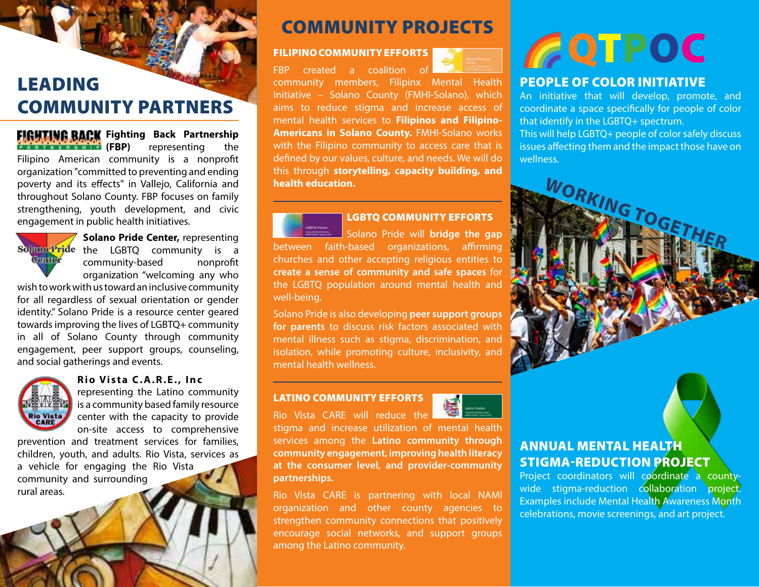# LEADING COMMUNITY PARTNERS

**Fighting Back Partnership (FBP)** representing the Filipino American community is a nonprofit organization "committed to preventing and ending poverty and its effects" in Vallejo, California and throughout Solano County. FBP focuses on family strengthening, youth development, and civic engagement in public health initiatives.

**Solano Pride Center,** representing the LGBTQ community is a community-based nonprofit organization "welcoming any who wish to work with us toward an inclusive community for all regardless of sexual orientation or gender identity." Solano Pride is a resource center geared towards improving the lives of LGBTQ+ community in all of Solano County through community engagement, peer support groups, counseling, and social gatherings and events.

**Rio Vista C.A.R.E., Inc** representing the Latino community is a community based family resource center with the capacity to provide on-site access to comprehensive prevention and treatment services for families, children, youth, and adults. Rio Vista, services as a vehicle for engaging the Rio Vista community and surrounding rural areas.

# COMMUNITY PROJECTS

## FILIPINO COMMUNITY EFFORTS

FBP created a coalition of community members, Filipinx Mental Health Initiative – Solano County (FMHI-Solano), which aims to reduce stigma and increase access of mental health services to **Filipinos and Filipino-Americans in Solano County.** FMHI-Solano works with the Filipino community to access care that is defined by our values, culture, and needs. We will do this through **storytelling, capacity building, and health education.**

## LGBTQ COMMUNITY EFFORTS

Solano Pride will **bridge the gap** between faith-based organizations, affirming churches and other accepting religious entities to **create a sense of community and safe spaces** for the LGBTQ population around mental health and well-being.

Solano Pride is also developing **peer support groups for parents** to discuss risk factors associated with mental illness such as stigma, discrimination, and isolation, while promoting culture, inclusivity, and mental health wellness.

## LATINO COMMUNITY EFFORTS

Rio Vista CARE will reduce the stigma and increase utilization of mental health services among the **Latino community through community engagement, improving health literacy at the consumer level, and provider-community partnerships.**

Rio Vista CARE is partnering with local NAMI organization and other county agencies to strengthen community connections that positively encourage social networks, and support groups among the Latino community.

# QTPOC

## PEOPLE OF COLOR INITIATIVE

An initiative that will develop, promote, and coordinate a space specifically for people of color that identify in the LGBTQ+ spectrum.
This will help LGBTQ+ people of color safely discuss issues affecting them and the impact those have on wellness.

WORKING TOGETHER

## ANNUAL MENTAL HEALTH STIGMA-REDUCTION PROJECT

Project coordinators will coordinate a county-wide stigma-reduction collaboration project. Examples include Mental Health Awareness Month celebrations, movie screenings, and art project.